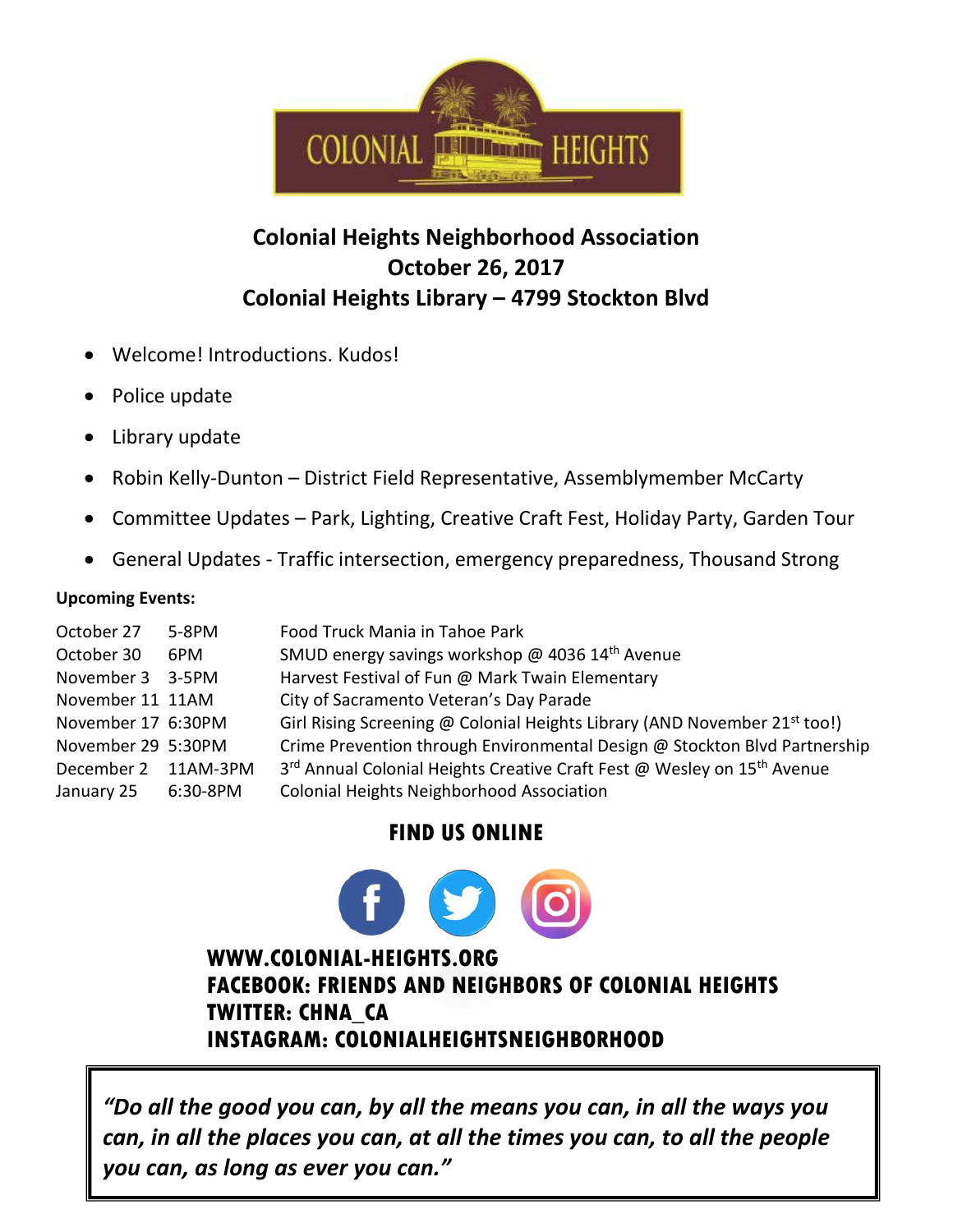COLONIAL HEIGHTS

# Colonial Heights Neighborhood Association
## October 26, 2017
## Colonial Heights Library – 4799 Stockton Blvd

- Welcome! Introductions. Kudos!
- Police update
- Library update
- Robin Kelly-Dunton – District Field Representative, Assemblymember McCarty
- Committee Updates – Park, Lighting, Creative Craft Fest, Holiday Party, Garden Tour
- General Updates - Traffic intersection, emergency preparedness, Thousand Strong

**Upcoming Events:**

| Date | Time | Event |
|---|---|---|
| October 27 | 5-8PM | Food Truck Mania in Tahoe Park |
| October 30 | 6PM | SMUD energy savings workshop @ 4036 14th Avenue |
| November 3 | 3-5PM | Harvest Festival of Fun @ Mark Twain Elementary |
| November 11 | 11AM | City of Sacramento Veteran's Day Parade |
| November 17 | 6:30PM | Girl Rising Screening @ Colonial Heights Library (AND November 21st too!) |
| November 29 | 5:30PM | Crime Prevention through Environmental Design @ Stockton Blvd Partnership |
| December 2 | 11AM-3PM | 3rd Annual Colonial Heights Creative Craft Fest @ Wesley on 15th Avenue |
| January 25 | 6:30-8PM | Colonial Heights Neighborhood Association |

## FIND US ONLINE

**WWW.COLONIAL-HEIGHTS.ORG**
**FACEBOOK: FRIENDS AND NEIGHBORS OF COLONIAL HEIGHTS**
**TWITTER: CHNA_CA**
**INSTAGRAM: COLONIALHEIGHTSNEIGHBORHOOD**

***"Do all the good you can, by all the means you can, in all the ways you can, in all the places you can, at all the times you can, to all the people you can, as long as ever you can."***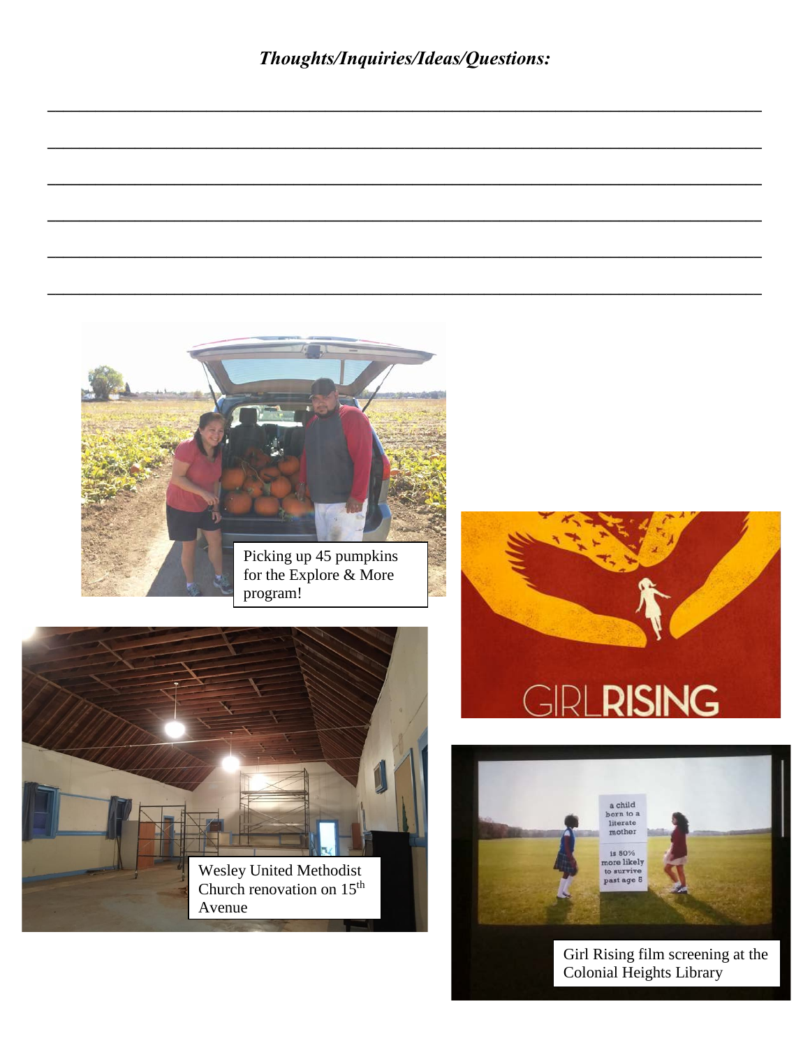***Thoughts/Inquiries/Ideas/Questions:***

\_\_\_\_\_\_\_\_\_\_\_\_\_\_\_\_\_\_\_\_\_\_\_\_\_\_\_\_\_\_\_\_\_\_\_\_\_\_\_\_\_\_\_\_\_\_\_\_\_\_\_\_\_\_\_\_\_\_\_\_\_\_\_\_\_\_\_\_\_\_

\_\_\_\_\_\_\_\_\_\_\_\_\_\_\_\_\_\_\_\_\_\_\_\_\_\_\_\_\_\_\_\_\_\_\_\_\_\_\_\_\_\_\_\_\_\_\_\_\_\_\_\_\_\_\_\_\_\_\_\_\_\_\_\_\_\_\_\_\_\_

\_\_\_\_\_\_\_\_\_\_\_\_\_\_\_\_\_\_\_\_\_\_\_\_\_\_\_\_\_\_\_\_\_\_\_\_\_\_\_\_\_\_\_\_\_\_\_\_\_\_\_\_\_\_\_\_\_\_\_\_\_\_\_\_\_\_\_\_\_\_

\_\_\_\_\_\_\_\_\_\_\_\_\_\_\_\_\_\_\_\_\_\_\_\_\_\_\_\_\_\_\_\_\_\_\_\_\_\_\_\_\_\_\_\_\_\_\_\_\_\_\_\_\_\_\_\_\_\_\_\_\_\_\_\_\_\_\_\_\_\_

\_\_\_\_\_\_\_\_\_\_\_\_\_\_\_\_\_\_\_\_\_\_\_\_\_\_\_\_\_\_\_\_\_\_\_\_\_\_\_\_\_\_\_\_\_\_\_\_\_\_\_\_\_\_\_\_\_\_\_\_\_\_\_\_\_\_\_\_\_\_

\_\_\_\_\_\_\_\_\_\_\_\_\_\_\_\_\_\_\_\_\_\_\_\_\_\_\_\_\_\_\_\_\_\_\_\_\_\_\_\_\_\_\_\_\_\_\_\_\_\_\_\_\_\_\_\_\_\_\_\_\_\_\_\_\_\_\_\_\_\_

Picking up 45 pumpkins for the Explore & More program!

Wesley United Methodist Church renovation on 15th Avenue

Girl Rising film screening at the Colonial Heights Library